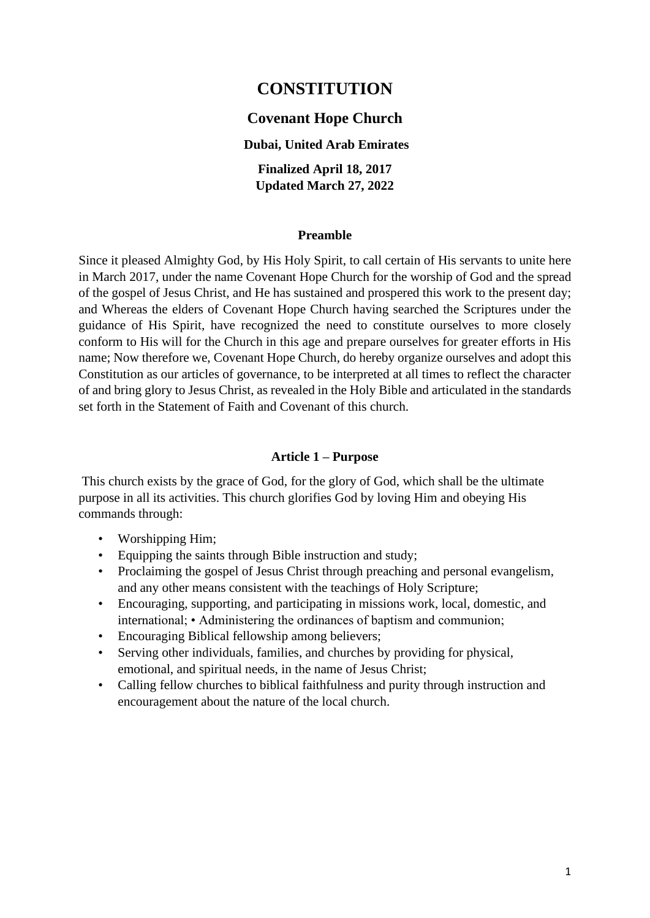# CONSTITUTION

## Covenant Hope Church

### Dubai, United Arab Emirates

**Finalized April 18, 2017**
**Updated March 27, 2022**

### Preamble

Since it pleased Almighty God, by His Holy Spirit, to call certain of His servants to unite here in March 2017, under the name Covenant Hope Church for the worship of God and the spread of the gospel of Jesus Christ, and He has sustained and prospered this work to the present day; and Whereas the elders of Covenant Hope Church having searched the Scriptures under the guidance of His Spirit, have recognized the need to constitute ourselves to more closely conform to His will for the Church in this age and prepare ourselves for greater efforts in His name; Now therefore we, Covenant Hope Church, do hereby organize ourselves and adopt this Constitution as our articles of governance, to be interpreted at all times to reflect the character of and bring glory to Jesus Christ, as revealed in the Holy Bible and articulated in the standards set forth in the Statement of Faith and Covenant of this church.

### Article 1 – Purpose

This church exists by the grace of God, for the glory of God, which shall be the ultimate purpose in all its activities. This church glorifies God by loving Him and obeying His commands through:

- Worshipping Him;
- Equipping the saints through Bible instruction and study;
- Proclaiming the gospel of Jesus Christ through preaching and personal evangelism, and any other means consistent with the teachings of Holy Scripture;
- Encouraging, supporting, and participating in missions work, local, domestic, and international; • Administering the ordinances of baptism and communion;
- Encouraging Biblical fellowship among believers;
- Serving other individuals, families, and churches by providing for physical, emotional, and spiritual needs, in the name of Jesus Christ;
- Calling fellow churches to biblical faithfulness and purity through instruction and encouragement about the nature of the local church.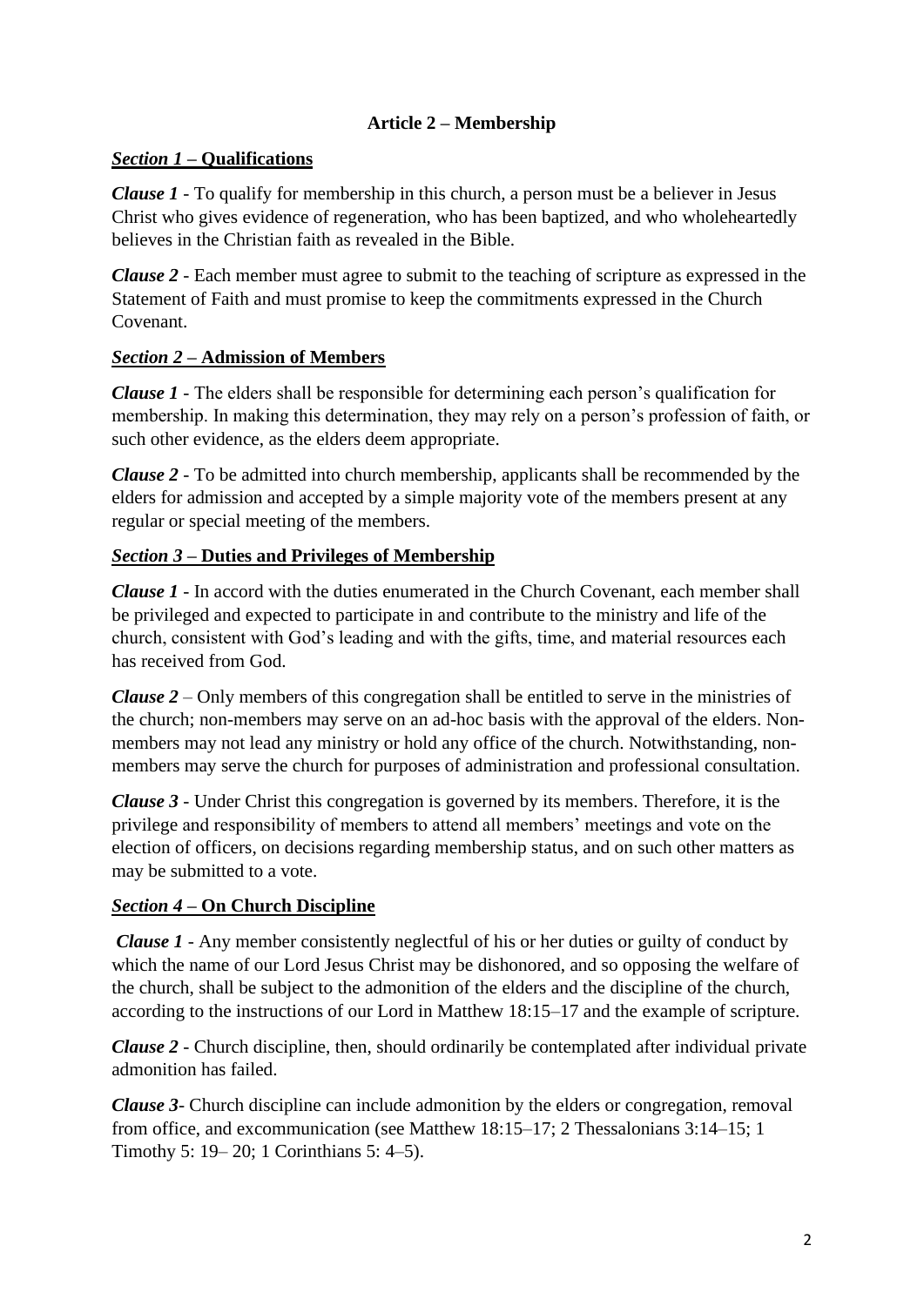## Article 2 – Membership

***Section 1*** **– Qualifications**

***Clause 1*** - To qualify for membership in this church, a person must be a believer in Jesus Christ who gives evidence of regeneration, who has been baptized, and who wholeheartedly believes in the Christian faith as revealed in the Bible.

***Clause 2*** - Each member must agree to submit to the teaching of scripture as expressed in the Statement of Faith and must promise to keep the commitments expressed in the Church Covenant.

***Section 2*** **– Admission of Members**

***Clause 1*** - The elders shall be responsible for determining each person's qualification for membership. In making this determination, they may rely on a person's profession of faith, or such other evidence, as the elders deem appropriate.

***Clause 2*** - To be admitted into church membership, applicants shall be recommended by the elders for admission and accepted by a simple majority vote of the members present at any regular or special meeting of the members.

***Section 3*** **– Duties and Privileges of Membership**

***Clause 1*** - In accord with the duties enumerated in the Church Covenant, each member shall be privileged and expected to participate in and contribute to the ministry and life of the church, consistent with God's leading and with the gifts, time, and material resources each has received from God.

***Clause 2*** – Only members of this congregation shall be entitled to serve in the ministries of the church; non-members may serve on an ad-hoc basis with the approval of the elders. Non-members may not lead any ministry or hold any office of the church. Notwithstanding, non-members may serve the church for purposes of administration and professional consultation.

***Clause 3*** - Under Christ this congregation is governed by its members. Therefore, it is the privilege and responsibility of members to attend all members' meetings and vote on the election of officers, on decisions regarding membership status, and on such other matters as may be submitted to a vote.

***Section 4*** **– On Church Discipline**

***Clause 1*** - Any member consistently neglectful of his or her duties or guilty of conduct by which the name of our Lord Jesus Christ may be dishonored, and so opposing the welfare of the church, shall be subject to the admonition of the elders and the discipline of the church, according to the instructions of our Lord in Matthew 18:15–17 and the example of scripture.

***Clause 2*** - Church discipline, then, should ordinarily be contemplated after individual private admonition has failed.

***Clause 3***- Church discipline can include admonition by the elders or congregation, removal from office, and excommunication (see Matthew 18:15–17; 2 Thessalonians 3:14–15; 1 Timothy 5: 19– 20; 1 Corinthians 5: 4–5).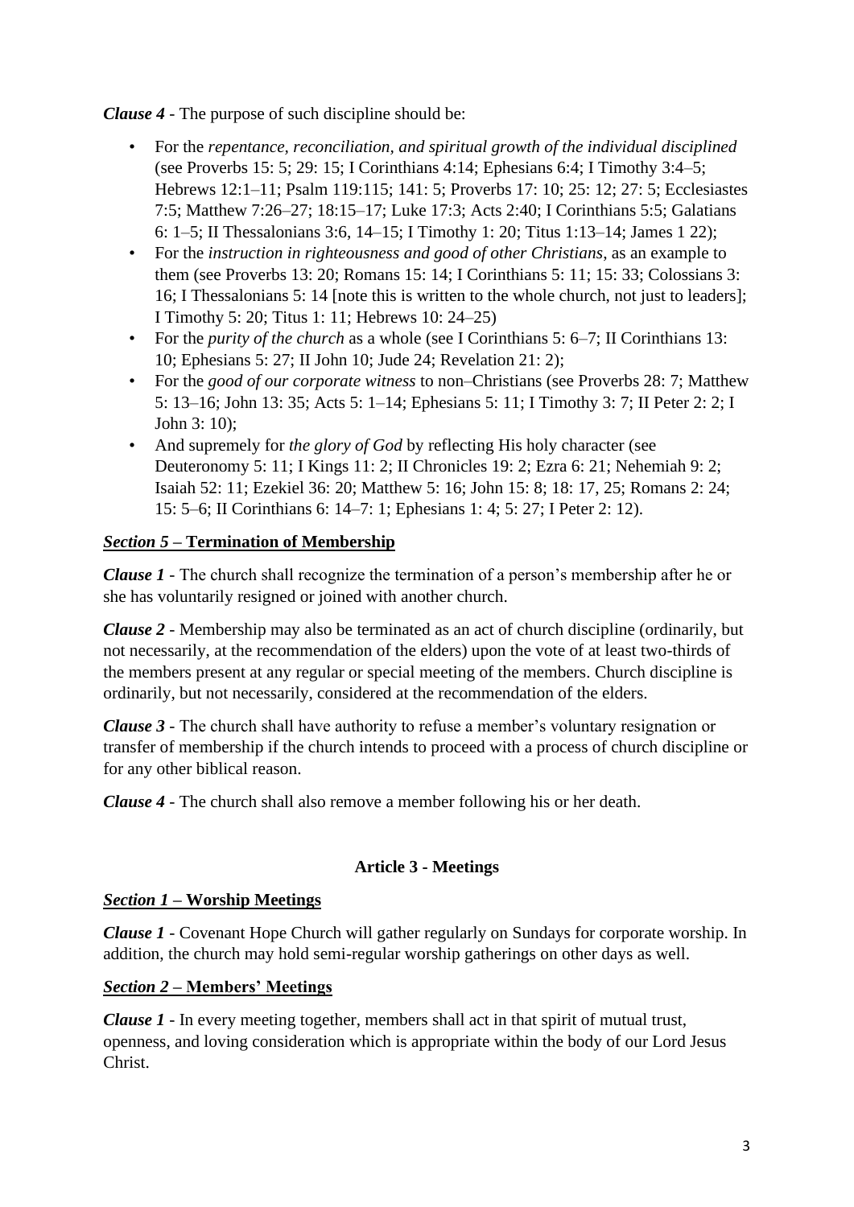***Clause 4*** - The purpose of such discipline should be:

- For the *repentance, reconciliation, and spiritual growth of the individual disciplined* (see Proverbs 15: 5; 29: 15; I Corinthians 4:14; Ephesians 6:4; I Timothy 3:4–5; Hebrews 12:1–11; Psalm 119:115; 141: 5; Proverbs 17: 10; 25: 12; 27: 5; Ecclesiastes 7:5; Matthew 7:26–27; 18:15–17; Luke 17:3; Acts 2:40; I Corinthians 5:5; Galatians 6: 1–5; II Thessalonians 3:6, 14–15; I Timothy 1: 20; Titus 1:13–14; James 1 22);
- For the *instruction in righteousness and good of other Christians*, as an example to them (see Proverbs 13: 20; Romans 15: 14; I Corinthians 5: 11; 15: 33; Colossians 3: 16; I Thessalonians 5: 14 [note this is written to the whole church, not just to leaders]; I Timothy 5: 20; Titus 1: 11; Hebrews 10: 24–25)
- For the *purity of the church* as a whole (see I Corinthians 5: 6–7; II Corinthians 13: 10; Ephesians 5: 27; II John 10; Jude 24; Revelation 21: 2);
- For the *good of our corporate witness* to non–Christians (see Proverbs 28: 7; Matthew 5: 13–16; John 13: 35; Acts 5: 1–14; Ephesians 5: 11; I Timothy 3: 7; II Peter 2: 2; I John 3: 10);
- And supremely for *the glory of God* by reflecting His holy character (see Deuteronomy 5: 11; I Kings 11: 2; II Chronicles 19: 2; Ezra 6: 21; Nehemiah 9: 2; Isaiah 52: 11; Ezekiel 36: 20; Matthew 5: 16; John 15: 8; 18: 17, 25; Romans 2: 24; 15: 5–6; II Corinthians 6: 14–7: 1; Ephesians 1: 4; 5: 27; I Peter 2: 12).

### ***Section 5*** – **Termination of Membership**

***Clause 1*** - The church shall recognize the termination of a person's membership after he or she has voluntarily resigned or joined with another church.

***Clause 2*** - Membership may also be terminated as an act of church discipline (ordinarily, but not necessarily, at the recommendation of the elders) upon the vote of at least two-thirds of the members present at any regular or special meeting of the members. Church discipline is ordinarily, but not necessarily, considered at the recommendation of the elders.

***Clause 3*** - The church shall have authority to refuse a member's voluntary resignation or transfer of membership if the church intends to proceed with a process of church discipline or for any other biblical reason.

***Clause 4*** - The church shall also remove a member following his or her death.

## Article 3 - Meetings

### ***Section 1*** – **Worship Meetings**

***Clause 1*** - Covenant Hope Church will gather regularly on Sundays for corporate worship. In addition, the church may hold semi-regular worship gatherings on other days as well.

### ***Section 2*** – **Members' Meetings**

***Clause 1*** - In every meeting together, members shall act in that spirit of mutual trust, openness, and loving consideration which is appropriate within the body of our Lord Jesus Christ.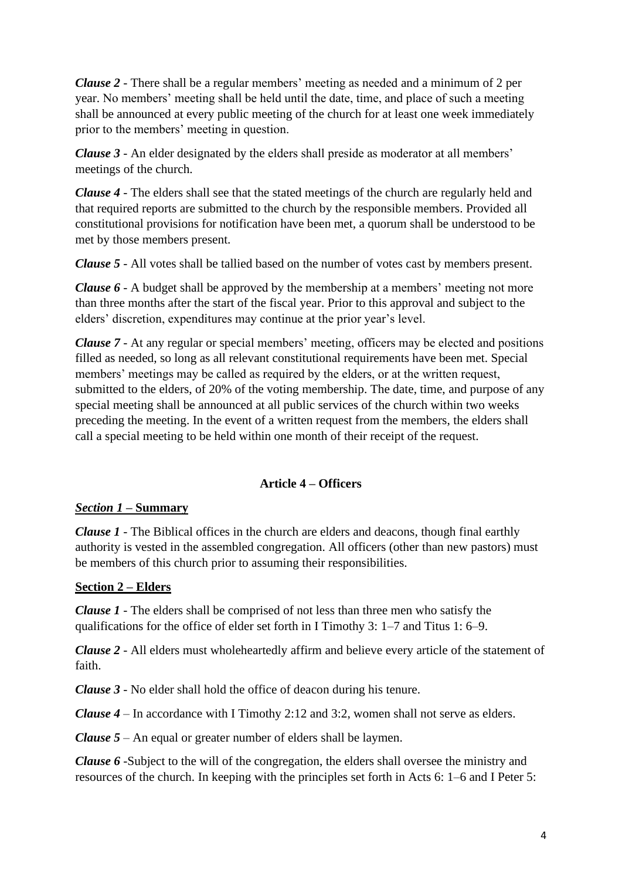***Clause 2*** - There shall be a regular members' meeting as needed and a minimum of 2 per year. No members' meeting shall be held until the date, time, and place of such a meeting shall be announced at every public meeting of the church for at least one week immediately prior to the members' meeting in question.

***Clause 3*** - An elder designated by the elders shall preside as moderator at all members' meetings of the church.

***Clause 4*** - The elders shall see that the stated meetings of the church are regularly held and that required reports are submitted to the church by the responsible members. Provided all constitutional provisions for notification have been met, a quorum shall be understood to be met by those members present.

***Clause 5*** - All votes shall be tallied based on the number of votes cast by members present.

***Clause 6*** - A budget shall be approved by the membership at a members' meeting not more than three months after the start of the fiscal year. Prior to this approval and subject to the elders' discretion, expenditures may continue at the prior year's level.

***Clause 7*** - At any regular or special members' meeting, officers may be elected and positions filled as needed, so long as all relevant constitutional requirements have been met. Special members' meetings may be called as required by the elders, or at the written request, submitted to the elders, of 20% of the voting membership. The date, time, and purpose of any special meeting shall be announced at all public services of the church within two weeks preceding the meeting. In the event of a written request from the members, the elders shall call a special meeting to be held within one month of their receipt of the request.

## Article 4 – Officers

### *Section 1* – Summary

***Clause 1*** - The Biblical offices in the church are elders and deacons, though final earthly authority is vested in the assembled congregation. All officers (other than new pastors) must be members of this church prior to assuming their responsibilities.

### Section 2 – Elders

***Clause 1*** - The elders shall be comprised of not less than three men who satisfy the qualifications for the office of elder set forth in I Timothy 3: 1–7 and Titus 1: 6–9.

***Clause 2*** - All elders must wholeheartedly affirm and believe every article of the statement of faith.

***Clause 3*** - No elder shall hold the office of deacon during his tenure.

***Clause 4*** – In accordance with I Timothy 2:12 and 3:2, women shall not serve as elders.

***Clause 5*** – An equal or greater number of elders shall be laymen.

***Clause 6*** -Subject to the will of the congregation, the elders shall oversee the ministry and resources of the church. In keeping with the principles set forth in Acts 6: 1–6 and I Peter 5: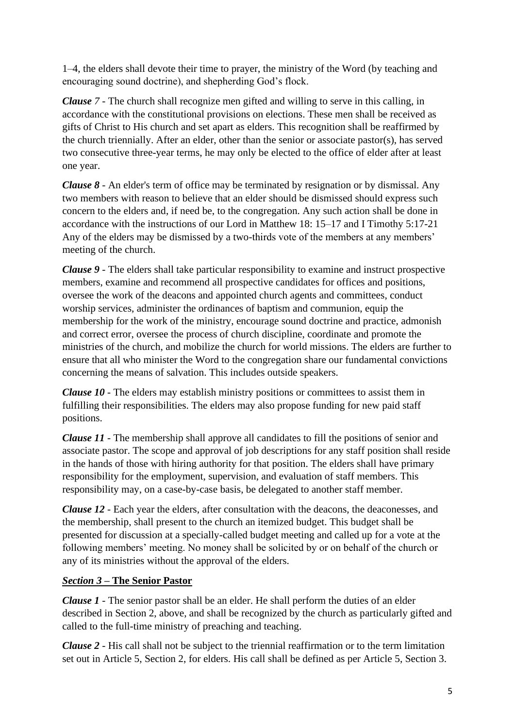1–4, the elders shall devote their time to prayer, the ministry of the Word (by teaching and encouraging sound doctrine), and shepherding God's flock.

***Clause 7*** - The church shall recognize men gifted and willing to serve in this calling, in accordance with the constitutional provisions on elections. These men shall be received as gifts of Christ to His church and set apart as elders. This recognition shall be reaffirmed by the church triennially. After an elder, other than the senior or associate pastor(s), has served two consecutive three-year terms, he may only be elected to the office of elder after at least one year.

***Clause 8*** - An elder's term of office may be terminated by resignation or by dismissal. Any two members with reason to believe that an elder should be dismissed should express such concern to the elders and, if need be, to the congregation. Any such action shall be done in accordance with the instructions of our Lord in Matthew 18: 15–17 and I Timothy 5:17-21 Any of the elders may be dismissed by a two-thirds vote of the members at any members' meeting of the church.

***Clause 9*** - The elders shall take particular responsibility to examine and instruct prospective members, examine and recommend all prospective candidates for offices and positions, oversee the work of the deacons and appointed church agents and committees, conduct worship services, administer the ordinances of baptism and communion, equip the membership for the work of the ministry, encourage sound doctrine and practice, admonish and correct error, oversee the process of church discipline, coordinate and promote the ministries of the church, and mobilize the church for world missions. The elders are further to ensure that all who minister the Word to the congregation share our fundamental convictions concerning the means of salvation. This includes outside speakers.

***Clause 10*** - The elders may establish ministry positions or committees to assist them in fulfilling their responsibilities. The elders may also propose funding for new paid staff positions.

***Clause 11*** - The membership shall approve all candidates to fill the positions of senior and associate pastor. The scope and approval of job descriptions for any staff position shall reside in the hands of those with hiring authority for that position. The elders shall have primary responsibility for the employment, supervision, and evaluation of staff members. This responsibility may, on a case-by-case basis, be delegated to another staff member.

***Clause 12*** - Each year the elders, after consultation with the deacons, the deaconesses, and the membership, shall present to the church an itemized budget. This budget shall be presented for discussion at a specially-called budget meeting and called up for a vote at the following members' meeting. No money shall be solicited by or on behalf of the church or any of its ministries without the approval of the elders.

## ***Section 3*** – **The Senior Pastor**

***Clause 1*** - The senior pastor shall be an elder. He shall perform the duties of an elder described in Section 2, above, and shall be recognized by the church as particularly gifted and called to the full-time ministry of preaching and teaching.

***Clause 2*** - His call shall not be subject to the triennial reaffirmation or to the term limitation set out in Article 5, Section 2, for elders. His call shall be defined as per Article 5, Section 3.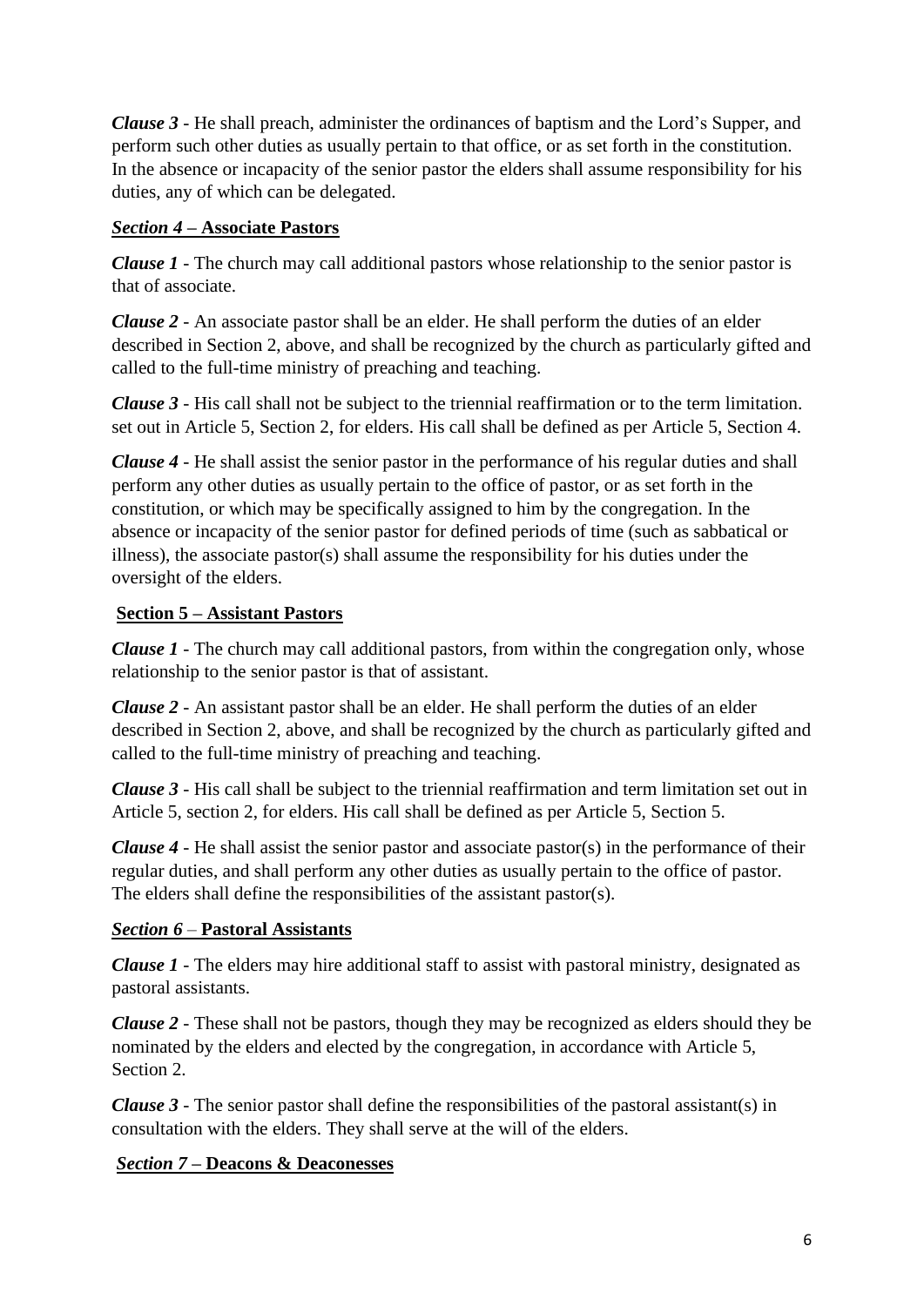*Clause 3* - He shall preach, administer the ordinances of baptism and the Lord's Supper, and perform such other duties as usually pertain to that office, or as set forth in the constitution. In the absence or incapacity of the senior pastor the elders shall assume responsibility for his duties, any of which can be delegated.

### *Section 4* – **Associate Pastors**

*Clause 1* - The church may call additional pastors whose relationship to the senior pastor is that of associate.

*Clause 2* - An associate pastor shall be an elder. He shall perform the duties of an elder described in Section 2, above, and shall be recognized by the church as particularly gifted and called to the full-time ministry of preaching and teaching.

*Clause 3* - His call shall not be subject to the triennial reaffirmation or to the term limitation. set out in Article 5, Section 2, for elders. His call shall be defined as per Article 5, Section 4.

*Clause 4* - He shall assist the senior pastor in the performance of his regular duties and shall perform any other duties as usually pertain to the office of pastor, or as set forth in the constitution, or which may be specifically assigned to him by the congregation. In the absence or incapacity of the senior pastor for defined periods of time (such as sabbatical or illness), the associate pastor(s) shall assume the responsibility for his duties under the oversight of the elders.

### **Section 5 – Assistant Pastors**

*Clause 1* - The church may call additional pastors, from within the congregation only, whose relationship to the senior pastor is that of assistant.

*Clause 2* - An assistant pastor shall be an elder. He shall perform the duties of an elder described in Section 2, above, and shall be recognized by the church as particularly gifted and called to the full-time ministry of preaching and teaching.

*Clause 3* - His call shall be subject to the triennial reaffirmation and term limitation set out in Article 5, section 2, for elders. His call shall be defined as per Article 5, Section 5.

*Clause 4* - He shall assist the senior pastor and associate pastor(s) in the performance of their regular duties, and shall perform any other duties as usually pertain to the office of pastor. The elders shall define the responsibilities of the assistant pastor(s).

### *Section 6* – **Pastoral Assistants**

*Clause 1* - The elders may hire additional staff to assist with pastoral ministry, designated as pastoral assistants.

*Clause 2* - These shall not be pastors, though they may be recognized as elders should they be nominated by the elders and elected by the congregation, in accordance with Article 5, Section 2.

*Clause 3* - The senior pastor shall define the responsibilities of the pastoral assistant(s) in consultation with the elders. They shall serve at the will of the elders.

### *Section 7* – **Deacons & Deaconesses**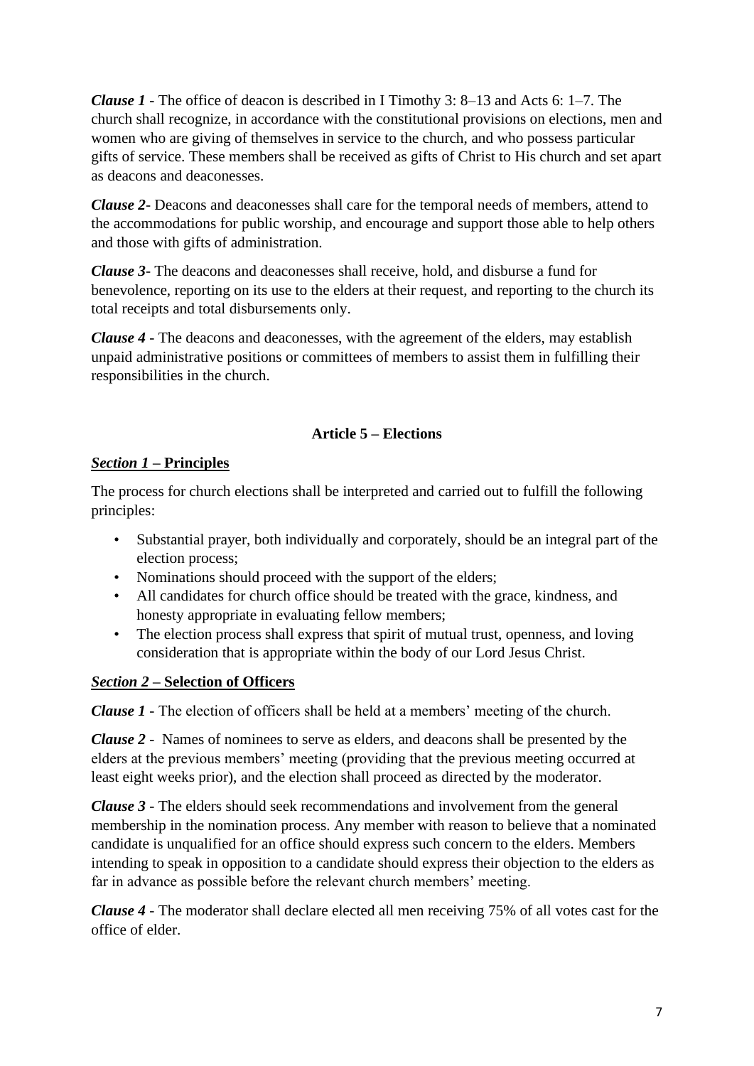***Clause 1*** - The office of deacon is described in I Timothy 3: 8–13 and Acts 6: 1–7. The church shall recognize, in accordance with the constitutional provisions on elections, men and women who are giving of themselves in service to the church, and who possess particular gifts of service. These members shall be received as gifts of Christ to His church and set apart as deacons and deaconesses.

***Clause 2***- Deacons and deaconesses shall care for the temporal needs of members, attend to the accommodations for public worship, and encourage and support those able to help others and those with gifts of administration.

***Clause 3***- The deacons and deaconesses shall receive, hold, and disburse a fund for benevolence, reporting on its use to the elders at their request, and reporting to the church its total receipts and total disbursements only.

***Clause 4*** - The deacons and deaconesses, with the agreement of the elders, may establish unpaid administrative positions or committees of members to assist them in fulfilling their responsibilities in the church.

## Article 5 – Elections

### *Section 1* – Principles

The process for church elections shall be interpreted and carried out to fulfill the following principles:

- Substantial prayer, both individually and corporately, should be an integral part of the election process;
- Nominations should proceed with the support of the elders;
- All candidates for church office should be treated with the grace, kindness, and honesty appropriate in evaluating fellow members;
- The election process shall express that spirit of mutual trust, openness, and loving consideration that is appropriate within the body of our Lord Jesus Christ.

### *Section 2* – Selection of Officers

***Clause 1*** - The election of officers shall be held at a members' meeting of the church.

***Clause 2*** - Names of nominees to serve as elders, and deacons shall be presented by the elders at the previous members' meeting (providing that the previous meeting occurred at least eight weeks prior), and the election shall proceed as directed by the moderator.

***Clause 3*** - The elders should seek recommendations and involvement from the general membership in the nomination process. Any member with reason to believe that a nominated candidate is unqualified for an office should express such concern to the elders. Members intending to speak in opposition to a candidate should express their objection to the elders as far in advance as possible before the relevant church members' meeting.

***Clause 4*** - The moderator shall declare elected all men receiving 75% of all votes cast for the office of elder.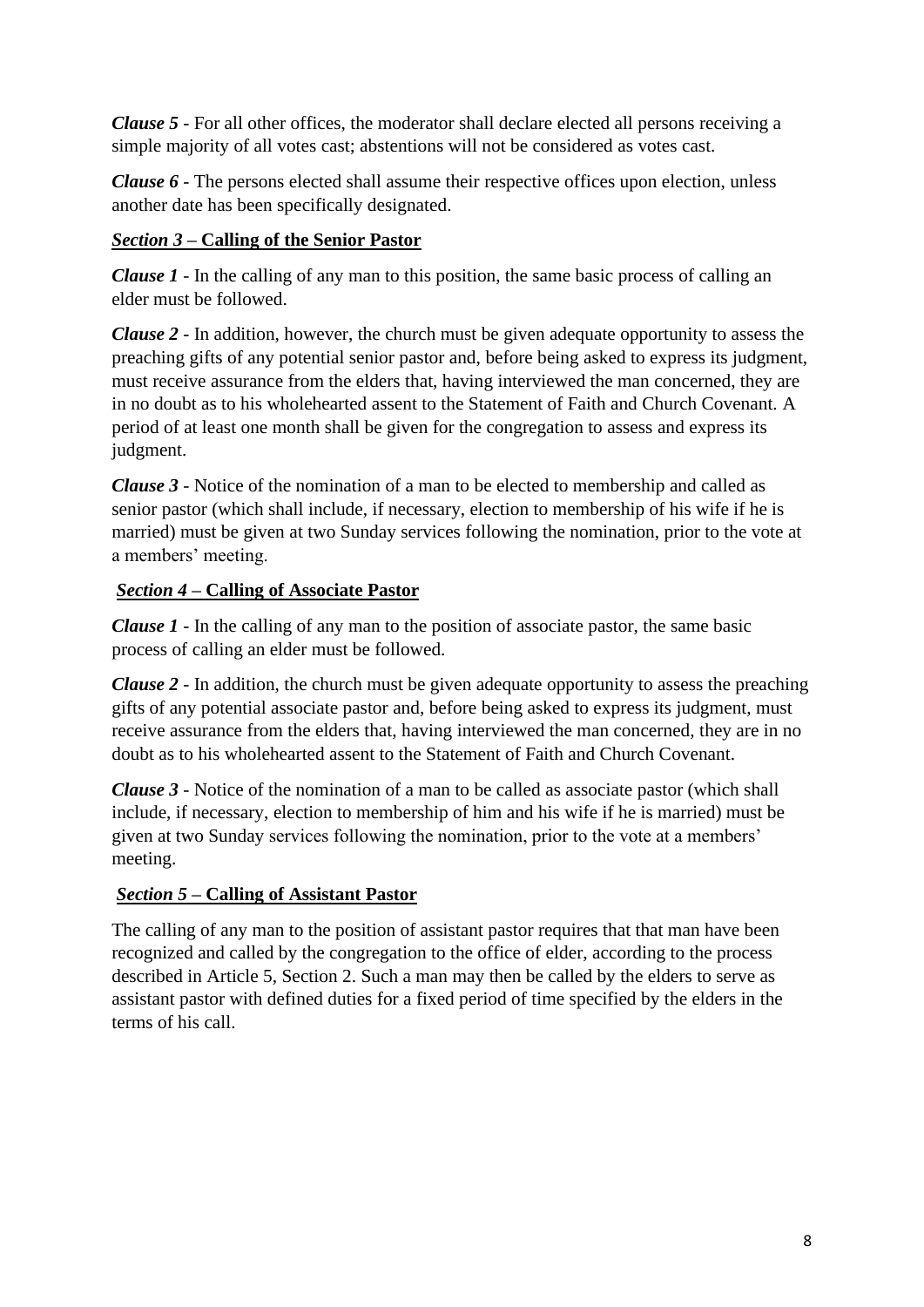***Clause 5*** - For all other offices, the moderator shall declare elected all persons receiving a simple majority of all votes cast; abstentions will not be considered as votes cast.

***Clause 6*** - The persons elected shall assume their respective offices upon election, unless another date has been specifically designated.

### ***Section 3*** **– Calling of the Senior Pastor**

***Clause 1*** - In the calling of any man to this position, the same basic process of calling an elder must be followed.

***Clause 2*** - In addition, however, the church must be given adequate opportunity to assess the preaching gifts of any potential senior pastor and, before being asked to express its judgment, must receive assurance from the elders that, having interviewed the man concerned, they are in no doubt as to his wholehearted assent to the Statement of Faith and Church Covenant. A period of at least one month shall be given for the congregation to assess and express its judgment.

***Clause 3*** - Notice of the nomination of a man to be elected to membership and called as senior pastor (which shall include, if necessary, election to membership of his wife if he is married) must be given at two Sunday services following the nomination, prior to the vote at a members' meeting.

### ***Section 4*** **– Calling of Associate Pastor**

***Clause 1*** - In the calling of any man to the position of associate pastor, the same basic process of calling an elder must be followed.

***Clause 2*** - In addition, the church must be given adequate opportunity to assess the preaching gifts of any potential associate pastor and, before being asked to express its judgment, must receive assurance from the elders that, having interviewed the man concerned, they are in no doubt as to his wholehearted assent to the Statement of Faith and Church Covenant.

***Clause 3*** - Notice of the nomination of a man to be called as associate pastor (which shall include, if necessary, election to membership of him and his wife if he is married) must be given at two Sunday services following the nomination, prior to the vote at a members' meeting.

### ***Section 5*** **– Calling of Assistant Pastor**

The calling of any man to the position of assistant pastor requires that that man have been recognized and called by the congregation to the office of elder, according to the process described in Article 5, Section 2. Such a man may then be called by the elders to serve as assistant pastor with defined duties for a fixed period of time specified by the elders in the terms of his call.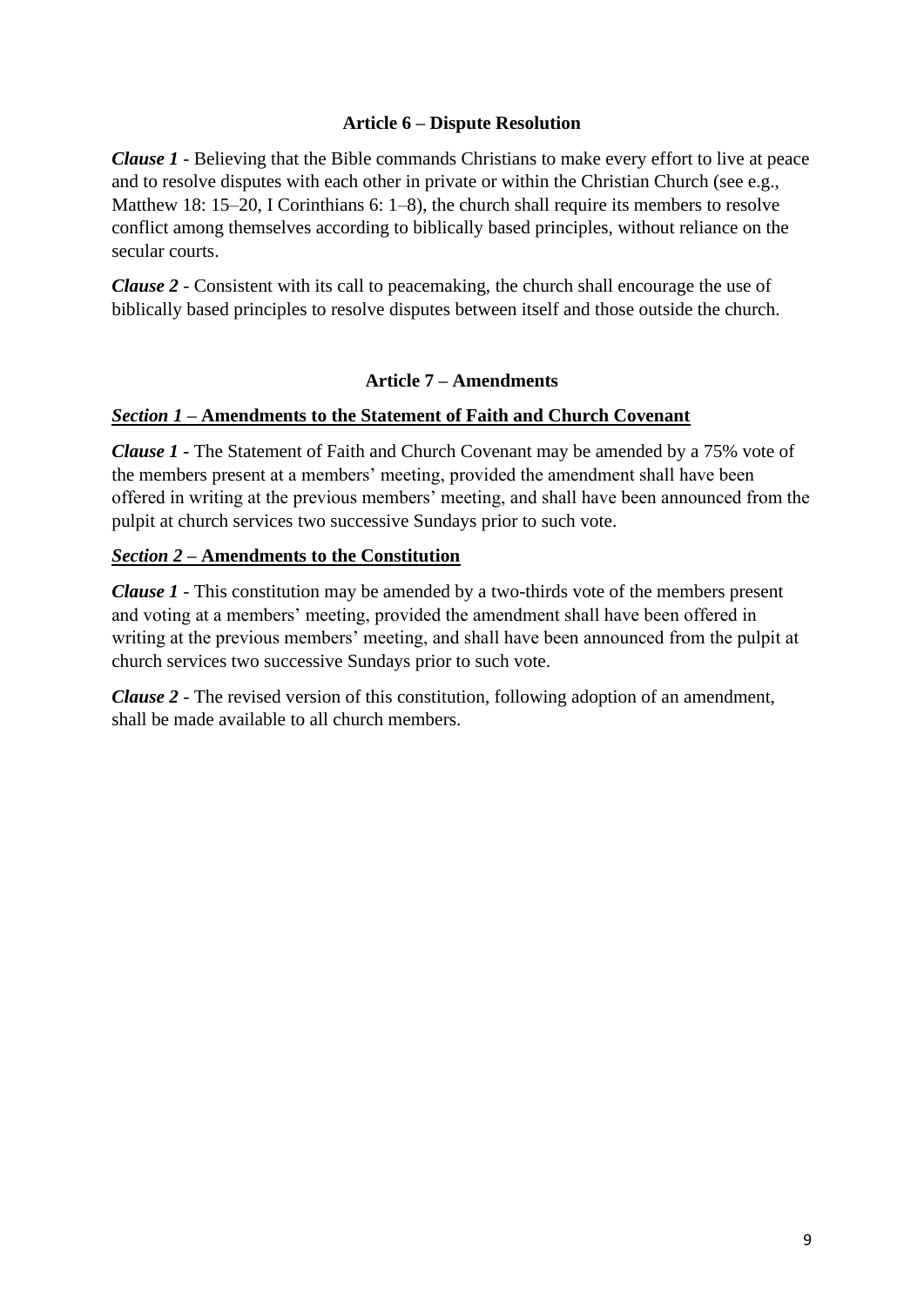### Article 6 – Dispute Resolution

***Clause 1*** - Believing that the Bible commands Christians to make every effort to live at peace and to resolve disputes with each other in private or within the Christian Church (see e.g., Matthew 18: 15–20, I Corinthians 6: 1–8), the church shall require its members to resolve conflict among themselves according to biblically based principles, without reliance on the secular courts.

***Clause 2*** - Consistent with its call to peacemaking, the church shall encourage the use of biblically based principles to resolve disputes between itself and those outside the church.

### Article 7 – Amendments

#### *Section 1* – Amendments to the Statement of Faith and Church Covenant

***Clause 1*** - The Statement of Faith and Church Covenant may be amended by a 75% vote of the members present at a members' meeting, provided the amendment shall have been offered in writing at the previous members' meeting, and shall have been announced from the pulpit at church services two successive Sundays prior to such vote.

#### *Section 2* – Amendments to the Constitution

***Clause 1*** - This constitution may be amended by a two-thirds vote of the members present and voting at a members' meeting, provided the amendment shall have been offered in writing at the previous members' meeting, and shall have been announced from the pulpit at church services two successive Sundays prior to such vote.

***Clause 2*** - The revised version of this constitution, following adoption of an amendment, shall be made available to all church members.